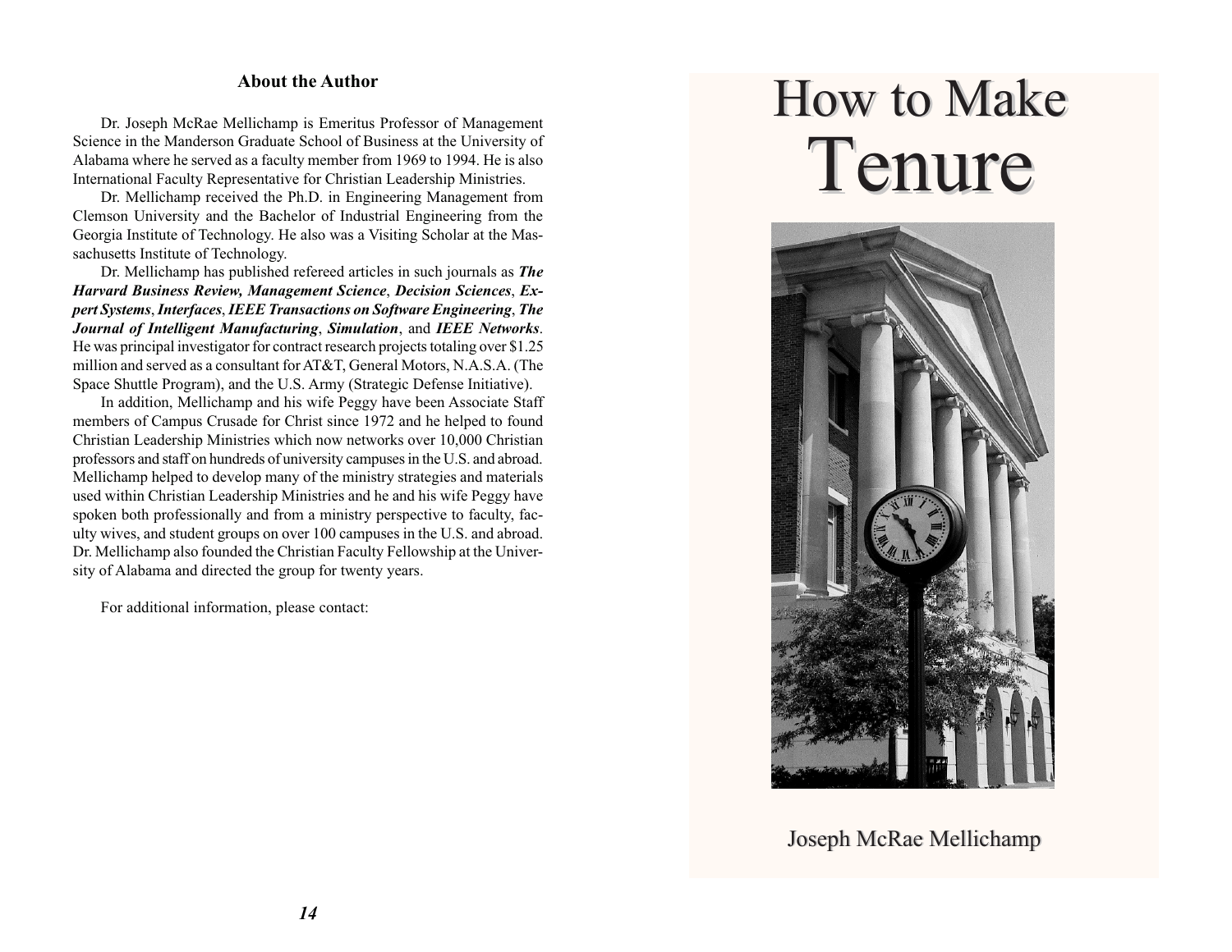# How to Make Tenure

Joseph McRae Mellichamp

## About the Author

Dr. Joseph McRae Mellichamp is Emeritus Professor of Management Science in the Manderson Graduate School of Business at the University of Alabama where he served as a faculty member from 1969 to 1994. He is also International Faculty Representative for Christian Leadership Ministries.

Dr. Mellichamp received the Ph.D. in Engineering Management from Clemson University and the Bachelor of Industrial Engineering from the Georgia Institute of Technology. He also was a Visiting Scholar at the Massachusetts Institute of Technology.

Dr. Mellichamp has published refereed articles in such journals as ***The Harvard Business Review, Management Science***, ***Decision Sciences***, ***Expert Systems***, ***Interfaces***, ***IEEE Transactions on Software Engineering***, ***The Journal of Intelligent Manufacturing***, ***Simulation***, and ***IEEE Networks***. He was principal investigator for contract research projects totaling over $1.25 million and served as a consultant for AT&T, General Motors, N.A.S.A. (The Space Shuttle Program), and the U.S. Army (Strategic Defense Initiative).

In addition, Mellichamp and his wife Peggy have been Associate Staff members of Campus Crusade for Christ since 1972 and he helped to found Christian Leadership Ministries which now networks over 10,000 Christian professors and staff on hundreds of university campuses in the U.S. and abroad. Mellichamp helped to develop many of the ministry strategies and materials used within Christian Leadership Ministries and he and his wife Peggy have spoken both professionally and from a ministry perspective to faculty, faculty wives, and student groups on over 100 campuses in the U.S. and abroad. Dr. Mellichamp also founded the Christian Faculty Fellowship at the University of Alabama and directed the group for twenty years.

For additional information, please contact: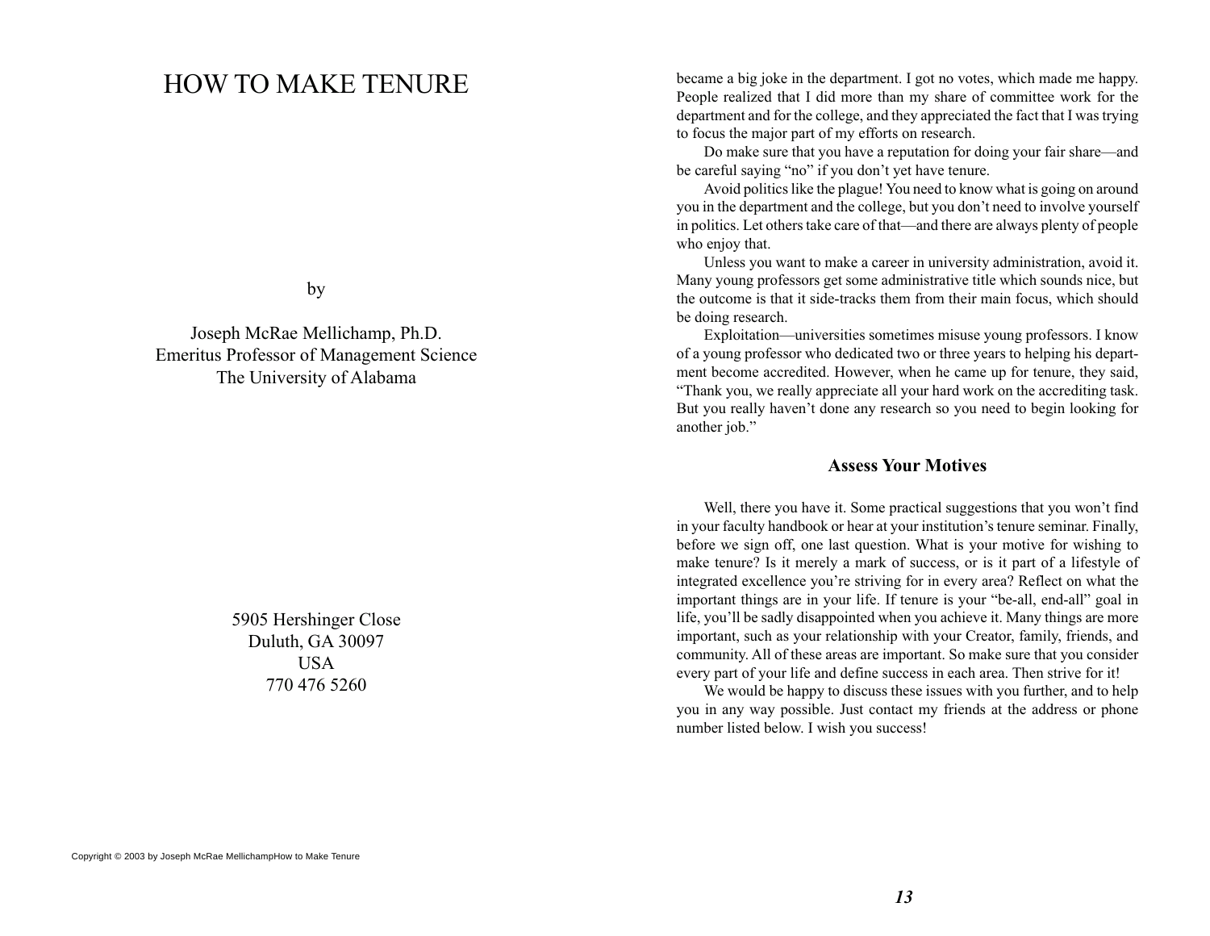# HOW TO MAKE TENURE

by

Joseph McRae Mellichamp, Ph.D.
Emeritus Professor of Management Science
The University of Alabama

5905 Hershinger Close
Duluth, GA 30097
USA
770 476 5260

Copyright © 2003 by Joseph McRae MellichampHow to Make Tenure

became a big joke in the department. I got no votes, which made me happy. People realized that I did more than my share of committee work for the department and for the college, and they appreciated the fact that I was trying to focus the major part of my efforts on research.

Do make sure that you have a reputation for doing your fair share—and be careful saying "no" if you don't yet have tenure.

Avoid politics like the plague! You need to know what is going on around you in the department and the college, but you don't need to involve yourself in politics. Let others take care of that—and there are always plenty of people who enjoy that.

Unless you want to make a career in university administration, avoid it. Many young professors get some administrative title which sounds nice, but the outcome is that it side-tracks them from their main focus, which should be doing research.

Exploitation—universities sometimes misuse young professors. I know of a young professor who dedicated two or three years to helping his department become accredited. However, when he came up for tenure, they said, "Thank you, we really appreciate all your hard work on the accrediting task. But you really haven't done any research so you need to begin looking for another job."

## Assess Your Motives

Well, there you have it. Some practical suggestions that you won't find in your faculty handbook or hear at your institution's tenure seminar. Finally, before we sign off, one last question. What is your motive for wishing to make tenure? Is it merely a mark of success, or is it part of a lifestyle of integrated excellence you're striving for in every area? Reflect on what the important things are in your life. If tenure is your "be-all, end-all" goal in life, you'll be sadly disappointed when you achieve it. Many things are more important, such as your relationship with your Creator, family, friends, and community. All of these areas are important. So make sure that you consider every part of your life and define success in each area. Then strive for it!

We would be happy to discuss these issues with you further, and to help you in any way possible. Just contact my friends at the address or phone number listed below. I wish you success!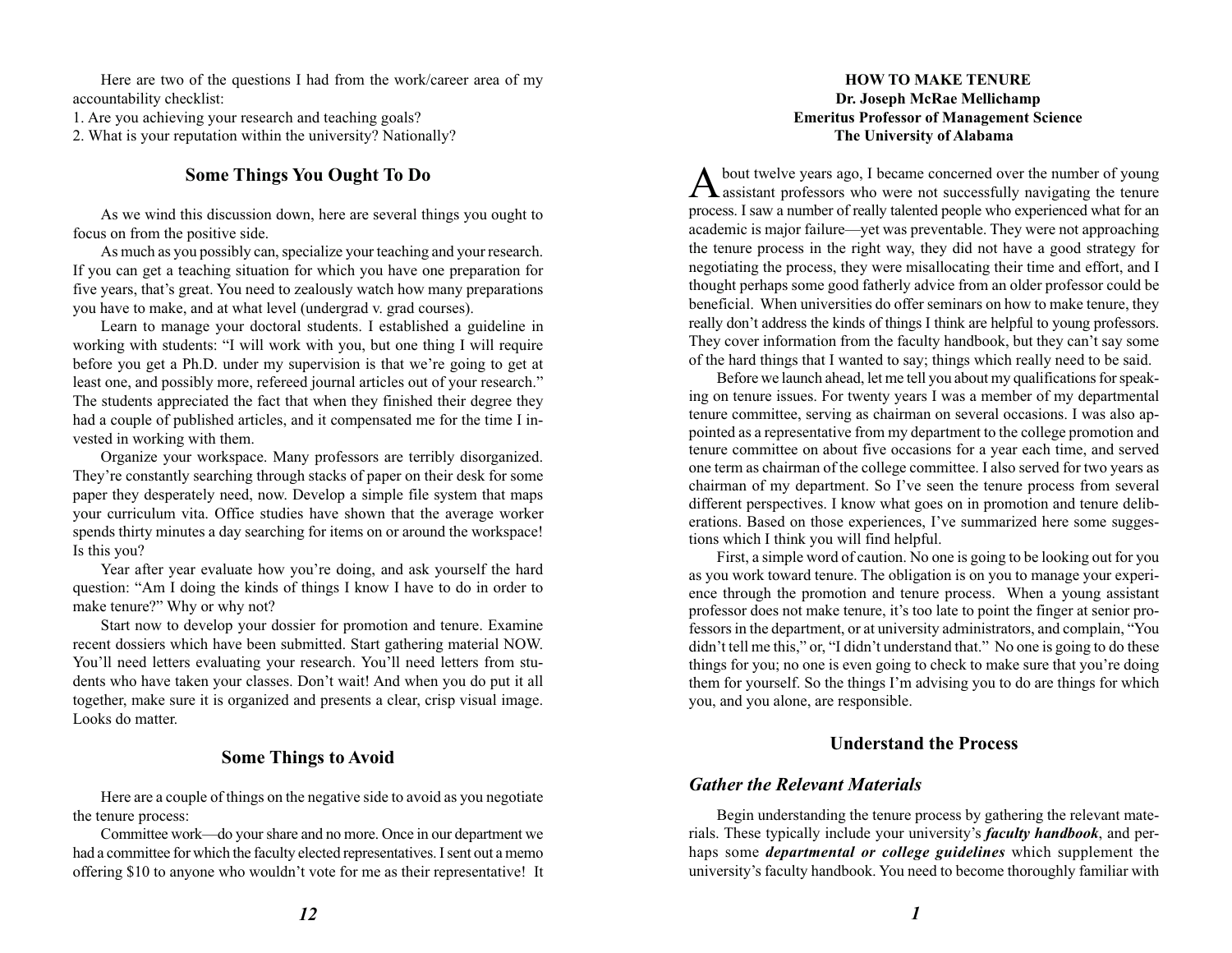Here are two of the questions I had from the work/career area of my accountability checklist:

1. Are you achieving your research and teaching goals?
2. What is your reputation within the university? Nationally?

## Some Things You Ought To Do

As we wind this discussion down, here are several things you ought to focus on from the positive side.

As much as you possibly can, specialize your teaching and your research. If you can get a teaching situation for which you have one preparation for five years, that's great. You need to zealously watch how many preparations you have to make, and at what level (undergrad v. grad courses).

Learn to manage your doctoral students. I established a guideline in working with students: "I will work with you, but one thing I will require before you get a Ph.D. under my supervision is that we're going to get at least one, and possibly more, refereed journal articles out of your research." The students appreciated the fact that when they finished their degree they had a couple of published articles, and it compensated me for the time I invested in working with them.

Organize your workspace. Many professors are terribly disorganized. They're constantly searching through stacks of paper on their desk for some paper they desperately need, now. Develop a simple file system that maps your curriculum vita. Office studies have shown that the average worker spends thirty minutes a day searching for items on or around the workspace! Is this you?

Year after year evaluate how you're doing, and ask yourself the hard question: "Am I doing the kinds of things I know I have to do in order to make tenure?" Why or why not?

Start now to develop your dossier for promotion and tenure. Examine recent dossiers which have been submitted. Start gathering material NOW. You'll need letters evaluating your research. You'll need letters from students who have taken your classes. Don't wait! And when you do put it all together, make sure it is organized and presents a clear, crisp visual image. Looks do matter.

## Some Things to Avoid

Here are a couple of things on the negative side to avoid as you negotiate the tenure process:

Committee work—do your share and no more. Once in our department we had a committee for which the faculty elected representatives. I sent out a memo offering $10 to anyone who wouldn't vote for me as their representative! It

# HOW TO MAKE TENURE

**Dr. Joseph McRae Mellichamp**
**Emeritus Professor of Management Science**
**The University of Alabama**

About twelve years ago, I became concerned over the number of young assistant professors who were not successfully navigating the tenure process. I saw a number of really talented people who experienced what for an academic is major failure—yet was preventable. They were not approaching the tenure process in the right way, they did not have a good strategy for negotiating the process, they were misallocating their time and effort, and I thought perhaps some good fatherly advice from an older professor could be beneficial. When universities do offer seminars on how to make tenure, they really don't address the kinds of things I think are helpful to young professors. They cover information from the faculty handbook, but they can't say some of the hard things that I wanted to say; things which really need to be said.

Before we launch ahead, let me tell you about my qualifications for speaking on tenure issues. For twenty years I was a member of my departmental tenure committee, serving as chairman on several occasions. I was also appointed as a representative from my department to the college promotion and tenure committee on about five occasions for a year each time, and served one term as chairman of the college committee. I also served for two years as chairman of my department. So I've seen the tenure process from several different perspectives. I know what goes on in promotion and tenure deliberations. Based on those experiences, I've summarized here some suggestions which I think you will find helpful.

First, a simple word of caution. No one is going to be looking out for you as you work toward tenure. The obligation is on you to manage your experience through the promotion and tenure process. When a young assistant professor does not make tenure, it's too late to point the finger at senior professors in the department, or at university administrators, and complain, "You didn't tell me this," or, "I didn't understand that." No one is going to do these things for you; no one is even going to check to make sure that you're doing them for yourself. So the things I'm advising you to do are things for which you, and you alone, are responsible.

## Understand the Process

### *Gather the Relevant Materials*

Begin understanding the tenure process by gathering the relevant materials. These typically include your university's ***faculty handbook***, and perhaps some ***departmental or college guidelines*** which supplement the university's faculty handbook. You need to become thoroughly familiar with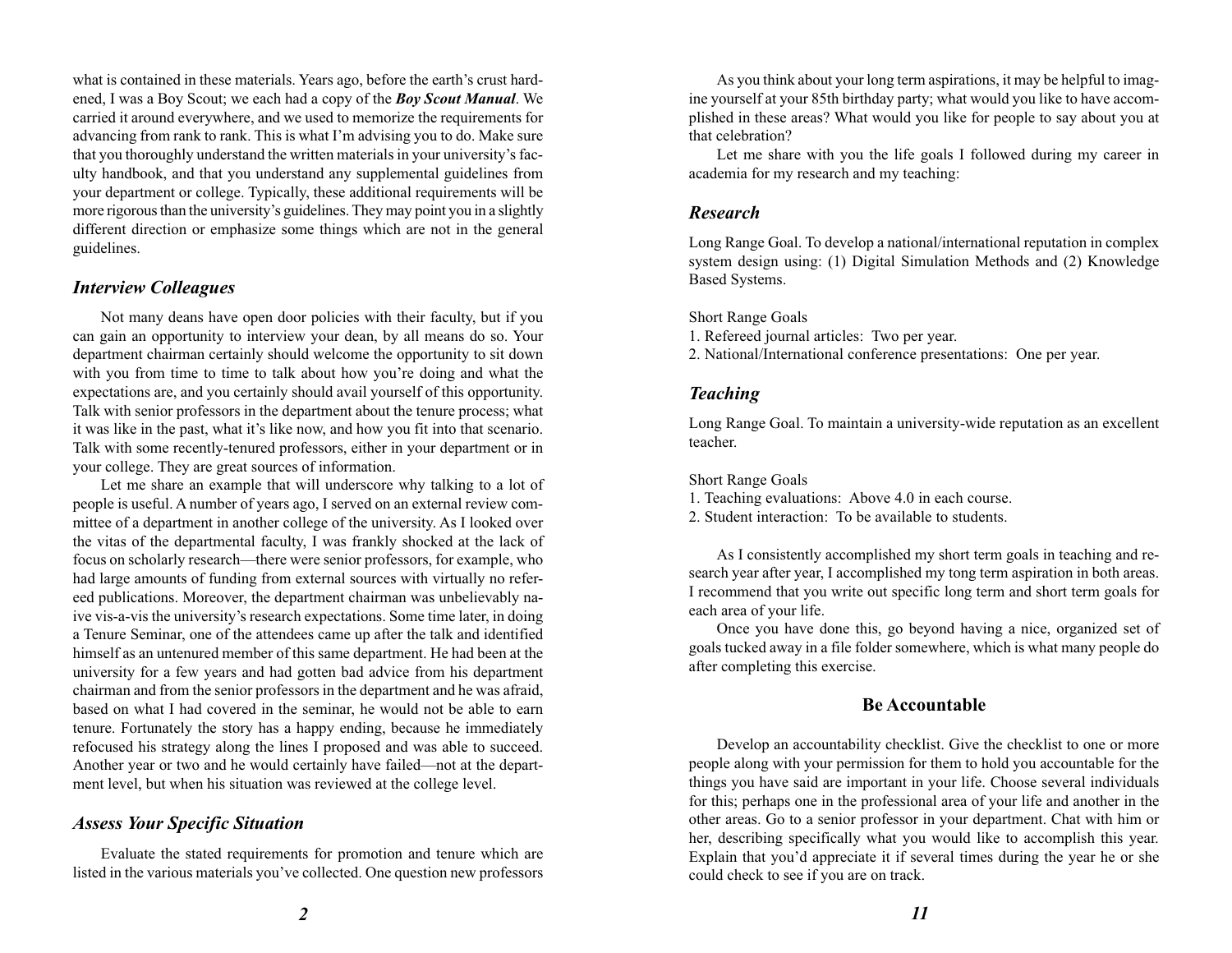what is contained in these materials. Years ago, before the earth's crust hardened, I was a Boy Scout; we each had a copy of the ***Boy Scout Manual***. We carried it around everywhere, and we used to memorize the requirements for advancing from rank to rank. This is what I'm advising you to do. Make sure that you thoroughly understand the written materials in your university's faculty handbook, and that you understand any supplemental guidelines from your department or college. Typically, these additional requirements will be more rigorous than the university's guidelines. They may point you in a slightly different direction or emphasize some things which are not in the general guidelines.

### *Interview Colleagues*

Not many deans have open door policies with their faculty, but if you can gain an opportunity to interview your dean, by all means do so. Your department chairman certainly should welcome the opportunity to sit down with you from time to time to talk about how you're doing and what the expectations are, and you certainly should avail yourself of this opportunity. Talk with senior professors in the department about the tenure process; what it was like in the past, what it's like now, and how you fit into that scenario. Talk with some recently-tenured professors, either in your department or in your college. They are great sources of information.

Let me share an example that will underscore why talking to a lot of people is useful. A number of years ago, I served on an external review committee of a department in another college of the university. As I looked over the vitas of the departmental faculty, I was frankly shocked at the lack of focus on scholarly research—there were senior professors, for example, who had large amounts of funding from external sources with virtually no refereed publications. Moreover, the department chairman was unbelievably naive vis-a-vis the university's research expectations. Some time later, in doing a Tenure Seminar, one of the attendees came up after the talk and identified himself as an untenured member of this same department. He had been at the university for a few years and had gotten bad advice from his department chairman and from the senior professors in the department and he was afraid, based on what I had covered in the seminar, he would not be able to earn tenure. Fortunately the story has a happy ending, because he immediately refocused his strategy along the lines I proposed and was able to succeed. Another year or two and he would certainly have failed—not at the department level, but when his situation was reviewed at the college level.

### *Assess Your Specific Situation*

Evaluate the stated requirements for promotion and tenure which are listed in the various materials you've collected. One question new professors

As you think about your long term aspirations, it may be helpful to imagine yourself at your 85th birthday party; what would you like to have accomplished in these areas? What would you like for people to say about you at that celebration?

Let me share with you the life goals I followed during my career in academia for my research and my teaching:

### *Research*

Long Range Goal. To develop a national/international reputation in complex system design using: (1) Digital Simulation Methods and (2) Knowledge Based Systems.

Short Range Goals

1. Refereed journal articles: Two per year.
2. National/International conference presentations: One per year.

### *Teaching*

Long Range Goal. To maintain a university-wide reputation as an excellent teacher.

Short Range Goals

1. Teaching evaluations: Above 4.0 in each course.
2. Student interaction: To be available to students.

As I consistently accomplished my short term goals in teaching and research year after year, I accomplished my tong term aspiration in both areas. I recommend that you write out specific long term and short term goals for each area of your life.

Once you have done this, go beyond having a nice, organized set of goals tucked away in a file folder somewhere, which is what many people do after completing this exercise.

## Be Accountable

Develop an accountability checklist. Give the checklist to one or more people along with your permission for them to hold you accountable for the things you have said are important in your life. Choose several individuals for this; perhaps one in the professional area of your life and another in the other areas. Go to a senior professor in your department. Chat with him or her, describing specifically what you would like to accomplish this year. Explain that you'd appreciate it if several times during the year he or she could check to see if you are on track.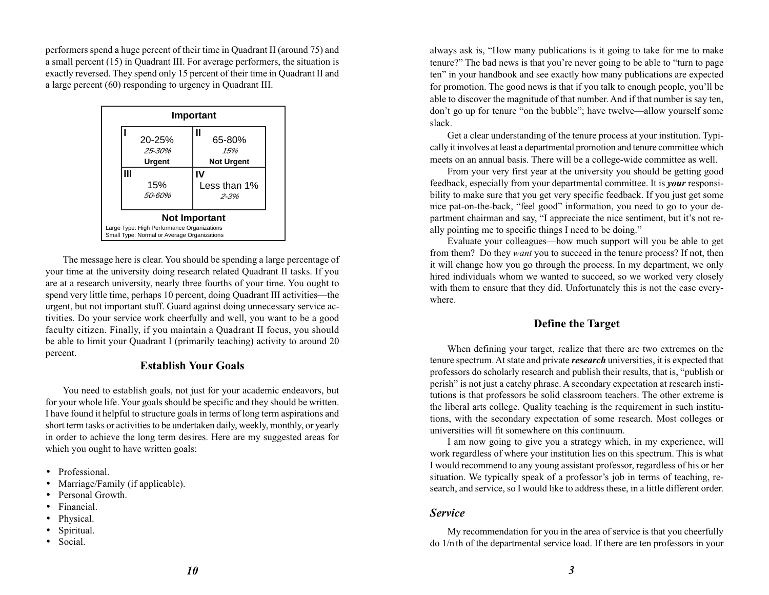performers spend a huge percent of their time in Quadrant II (around 75) and a small percent (15) in Quadrant III. For average performers, the situation is exactly reversed. They spend only 15 percent of their time in Quadrant II and a large percent (60) responding to urgency in Quadrant III.

| | Important | |
|---|---|---|
| | **I** 20-25% *25-30%* **Urgent** | **II** 65-80% *15%* **Not Urgent** |
| | **III** 15% *50-60%* | **IV** Less than 1% *2-3%* |
| | Not Important | |

Large Type: High Performance Organizations
Small Type: Normal or Average Organizations

The message here is clear. You should be spending a large percentage of your time at the university doing research related Quadrant II tasks. If you are at a research university, nearly three fourths of your time. You ought to spend very little time, perhaps 10 percent, doing Quadrant III activities—the urgent, but not important stuff. Guard against doing unnecessary service activities. Do your service work cheerfully and well, you want to be a good faculty citizen. Finally, if you maintain a Quadrant II focus, you should be able to limit your Quadrant I (primarily teaching) activity to around 20 percent.

## Establish Your Goals

You need to establish goals, not just for your academic endeavors, but for your whole life. Your goals should be specific and they should be written. I have found it helpful to structure goals in terms of long term aspirations and short term tasks or activities to be undertaken daily, weekly, monthly, or yearly in order to achieve the long term desires. Here are my suggested areas for which you ought to have written goals:

- Professional.
- Marriage/Family (if applicable).
- Personal Growth.
- Financial.
- Physical.
- Spiritual.
- Social.

always ask is, "How many publications is it going to take for me to make tenure?" The bad news is that you're never going to be able to "turn to page ten" in your handbook and see exactly how many publications are expected for promotion. The good news is that if you talk to enough people, you'll be able to discover the magnitude of that number. And if that number is say ten, don't go up for tenure "on the bubble"; have twelve—allow yourself some slack.

Get a clear understanding of the tenure process at your institution. Typically it involves at least a departmental promotion and tenure committee which meets on an annual basis. There will be a college-wide committee as well.

From your very first year at the university you should be getting good feedback, especially from your departmental committee. It is ***your*** responsibility to make sure that you get very specific feedback. If you just get some nice pat-on-the-back, "feel good" information, you need to go to your department chairman and say, "I appreciate the nice sentiment, but it's not really pointing me to specific things I need to be doing."

Evaluate your colleagues—how much support will you be able to get from them? Do they *want* you to succeed in the tenure process? If not, then it will change how you go through the process. In my department, we only hired individuals whom we wanted to succeed, so we worked very closely with them to ensure that they did. Unfortunately this is not the case everywhere.

## Define the Target

When defining your target, realize that there are two extremes on the tenure spectrum. At state and private ***research*** universities, it is expected that professors do scholarly research and publish their results, that is, "publish or perish" is not just a catchy phrase. A secondary expectation at research institutions is that professors be solid classroom teachers. The other extreme is the liberal arts college. Quality teaching is the requirement in such institutions, with the secondary expectation of some research. Most colleges or universities will fit somewhere on this continuum.

I am now going to give you a strategy which, in my experience, will work regardless of where your institution lies on this spectrum. This is what I would recommend to any young assistant professor, regardless of his or her situation. We typically speak of a professor's job in terms of teaching, research, and service, so I would like to address these, in a little different order.

### *Service*

My recommendation for you in the area of service is that you cheerfully do 1/nth of the departmental service load. If there are ten professors in your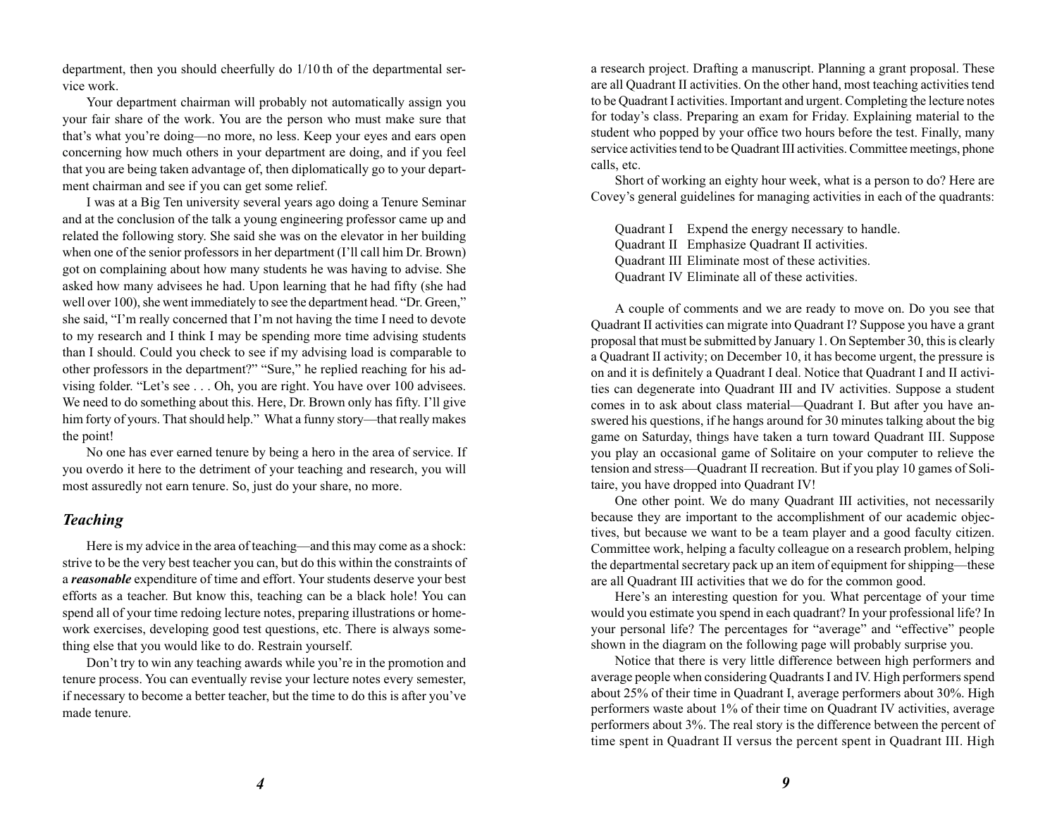department, then you should cheerfully do 1/10 th of the departmental service work.

Your department chairman will probably not automatically assign you your fair share of the work. You are the person who must make sure that that's what you're doing—no more, no less. Keep your eyes and ears open concerning how much others in your department are doing, and if you feel that you are being taken advantage of, then diplomatically go to your department chairman and see if you can get some relief.

I was at a Big Ten university several years ago doing a Tenure Seminar and at the conclusion of the talk a young engineering professor came up and related the following story. She said she was on the elevator in her building when one of the senior professors in her department (I'll call him Dr. Brown) got on complaining about how many students he was having to advise. She asked how many advisees he had. Upon learning that he had fifty (she had well over 100), she went immediately to see the department head. "Dr. Green," she said, "I'm really concerned that I'm not having the time I need to devote to my research and I think I may be spending more time advising students than I should. Could you check to see if my advising load is comparable to other professors in the department?" "Sure," he replied reaching for his advising folder. "Let's see . . . Oh, you are right. You have over 100 advisees. We need to do something about this. Here, Dr. Brown only has fifty. I'll give him forty of yours. That should help." What a funny story—that really makes the point!

No one has ever earned tenure by being a hero in the area of service. If you overdo it here to the detriment of your teaching and research, you will most assuredly not earn tenure. So, just do your share, no more.

### *Teaching*

Here is my advice in the area of teaching—and this may come as a shock: strive to be the very best teacher you can, but do this within the constraints of a ***reasonable*** expenditure of time and effort. Your students deserve your best efforts as a teacher. But know this, teaching can be a black hole! You can spend all of your time redoing lecture notes, preparing illustrations or homework exercises, developing good test questions, etc. There is always something else that you would like to do. Restrain yourself.

Don't try to win any teaching awards while you're in the promotion and tenure process. You can eventually revise your lecture notes every semester, if necessary to become a better teacher, but the time to do this is after you've made tenure.

a research project. Drafting a manuscript. Planning a grant proposal. These are all Quadrant II activities. On the other hand, most teaching activities tend to be Quadrant I activities. Important and urgent. Completing the lecture notes for today's class. Preparing an exam for Friday. Explaining material to the student who popped by your office two hours before the test. Finally, many service activities tend to be Quadrant III activities. Committee meetings, phone calls, etc.

Short of working an eighty hour week, what is a person to do? Here are Covey's general guidelines for managing activities in each of the quadrants:

Quadrant I Expend the energy necessary to handle.
Quadrant II Emphasize Quadrant II activities.
Quadrant III Eliminate most of these activities.
Quadrant IV Eliminate all of these activities.

A couple of comments and we are ready to move on. Do you see that Quadrant II activities can migrate into Quadrant I? Suppose you have a grant proposal that must be submitted by January 1. On September 30, this is clearly a Quadrant II activity; on December 10, it has become urgent, the pressure is on and it is definitely a Quadrant I deal. Notice that Quadrant I and II activities can degenerate into Quadrant III and IV activities. Suppose a student comes in to ask about class material—Quadrant I. But after you have answered his questions, if he hangs around for 30 minutes talking about the big game on Saturday, things have taken a turn toward Quadrant III. Suppose you play an occasional game of Solitaire on your computer to relieve the tension and stress—Quadrant II recreation. But if you play 10 games of Solitaire, you have dropped into Quadrant IV!

One other point. We do many Quadrant III activities, not necessarily because they are important to the accomplishment of our academic objectives, but because we want to be a team player and a good faculty citizen. Committee work, helping a faculty colleague on a research problem, helping the departmental secretary pack up an item of equipment for shipping—these are all Quadrant III activities that we do for the common good.

Here's an interesting question for you. What percentage of your time would you estimate you spend in each quadrant? In your professional life? In your personal life? The percentages for "average" and "effective" people shown in the diagram on the following page will probably surprise you.

Notice that there is very little difference between high performers and average people when considering Quadrants I and IV. High performers spend about 25% of their time in Quadrant I, average performers about 30%. High performers waste about 1% of their time on Quadrant IV activities, average performers about 3%. The real story is the difference between the percent of time spent in Quadrant II versus the percent spent in Quadrant III. High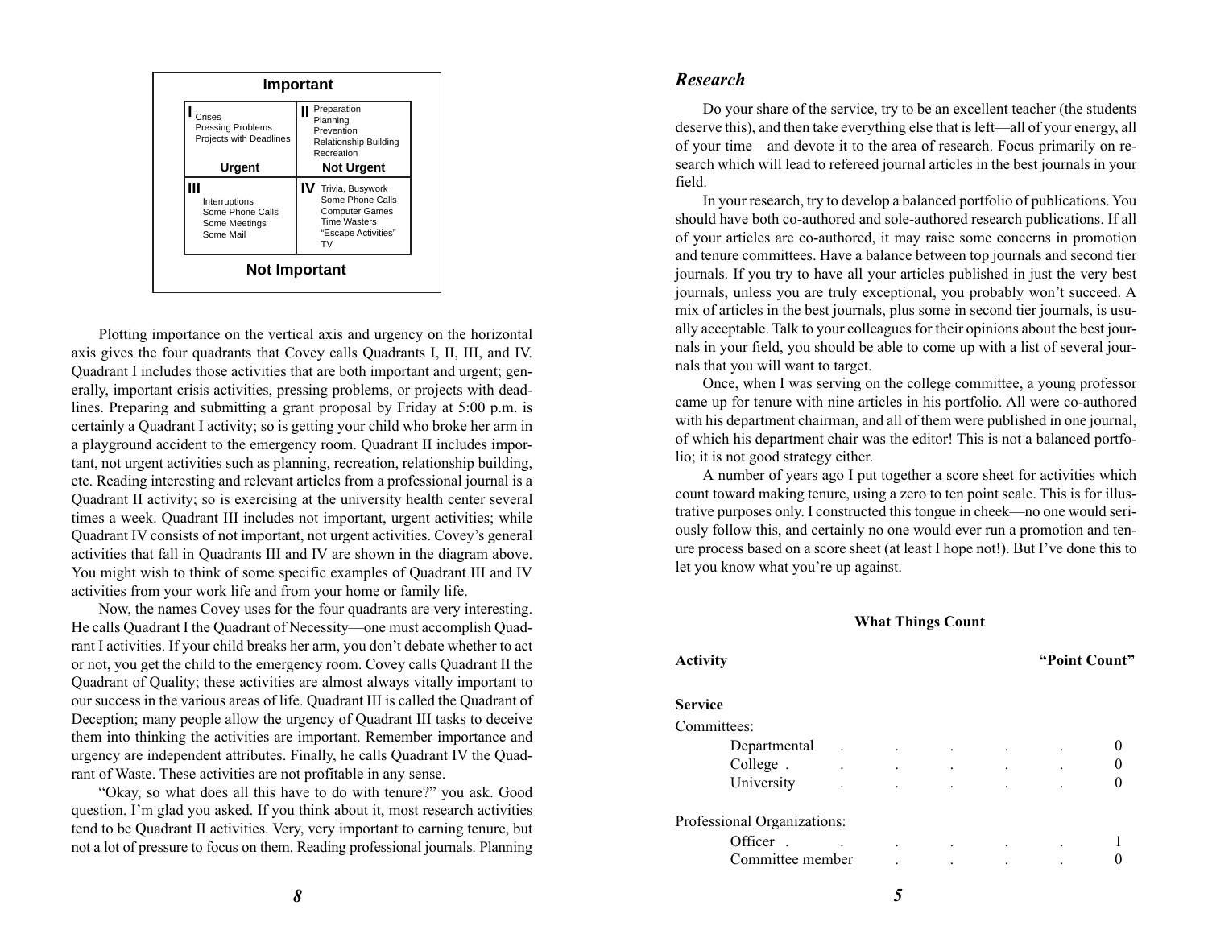**Important**

| I | II |
|---|---|
| Crises<br>Pressing Problems<br>Projects with Deadlines | Preparation<br>Planning<br>Prevention<br>Relationship Building<br>Recreation |
| **Urgent** | **Not Urgent** |
| **III** | **IV** |
| Interruptions<br>Some Phone Calls<br>Some Meetings<br>Some Mail | Trivia, Busywork<br>Some Phone Calls<br>Computer Games<br>Time Wasters<br>"Escape Activities"<br>TV |

**Not Important**

Plotting importance on the vertical axis and urgency on the horizontal axis gives the four quadrants that Covey calls Quadrants I, II, III, and IV. Quadrant I includes those activities that are both important and urgent; generally, important crisis activities, pressing problems, or projects with deadlines. Preparing and submitting a grant proposal by Friday at 5:00 p.m. is certainly a Quadrant I activity; so is getting your child who broke her arm in a playground accident to the emergency room. Quadrant II includes important, not urgent activities such as planning, recreation, relationship building, etc. Reading interesting and relevant articles from a professional journal is a Quadrant II activity; so is exercising at the university health center several times a week. Quadrant III includes not important, urgent activities; while Quadrant IV consists of not important, not urgent activities. Covey's general activities that fall in Quadrants III and IV are shown in the diagram above. You might wish to think of some specific examples of Quadrant III and IV activities from your work life and from your home or family life.

Now, the names Covey uses for the four quadrants are very interesting. He calls Quadrant I the Quadrant of Necessity—one must accomplish Quadrant I activities. If your child breaks her arm, you don't debate whether to act or not, you get the child to the emergency room. Covey calls Quadrant II the Quadrant of Quality; these activities are almost always vitally important to our success in the various areas of life. Quadrant III is called the Quadrant of Deception; many people allow the urgency of Quadrant III tasks to deceive them into thinking the activities are important. Remember importance and urgency are independent attributes. Finally, he calls Quadrant IV the Quadrant of Waste. These activities are not profitable in any sense.

"Okay, so what does all this have to do with tenure?" you ask. Good question. I'm glad you asked. If you think about it, most research activities tend to be Quadrant II activities. Very, very important to earning tenure, but not a lot of pressure to focus on them. Reading professional journals. Planning

## *Research*

Do your share of the service, try to be an excellent teacher (the students deserve this), and then take everything else that is left—all of your energy, all of your time—and devote it to the area of research. Focus primarily on research which will lead to refereed journal articles in the best journals in your field.

In your research, try to develop a balanced portfolio of publications. You should have both co-authored and sole-authored research publications. If all of your articles are co-authored, it may raise some concerns in promotion and tenure committees. Have a balance between top journals and second tier journals. If you try to have all your articles published in just the very best journals, unless you are truly exceptional, you probably won't succeed. A mix of articles in the best journals, plus some in second tier journals, is usually acceptable. Talk to your colleagues for their opinions about the best journals in your field, you should be able to come up with a list of several journals that you will want to target.

Once, when I was serving on the college committee, a young professor came up for tenure with nine articles in his portfolio. All were co-authored with his department chairman, and all of them were published in one journal, of which his department chair was the editor! This is not a balanced portfolio; it is not good strategy either.

A number of years ago I put together a score sheet for activities which count toward making tenure, using a zero to ten point scale. This is for illustrative purposes only. I constructed this tongue in cheek—no one would seriously follow this, and certainly no one would ever run a promotion and tenure process based on a score sheet (at least I hope not!). But I've done this to let you know what you're up against.

**What Things Count**

| **Activity** | **"Point Count"** |
|---|---|
| **Service** | |
| Committees: | |
| Departmental | 0 |
| College | 0 |
| University | 0 |
| Professional Organizations: | |
| Officer | 1 |
| Committee member | 0 |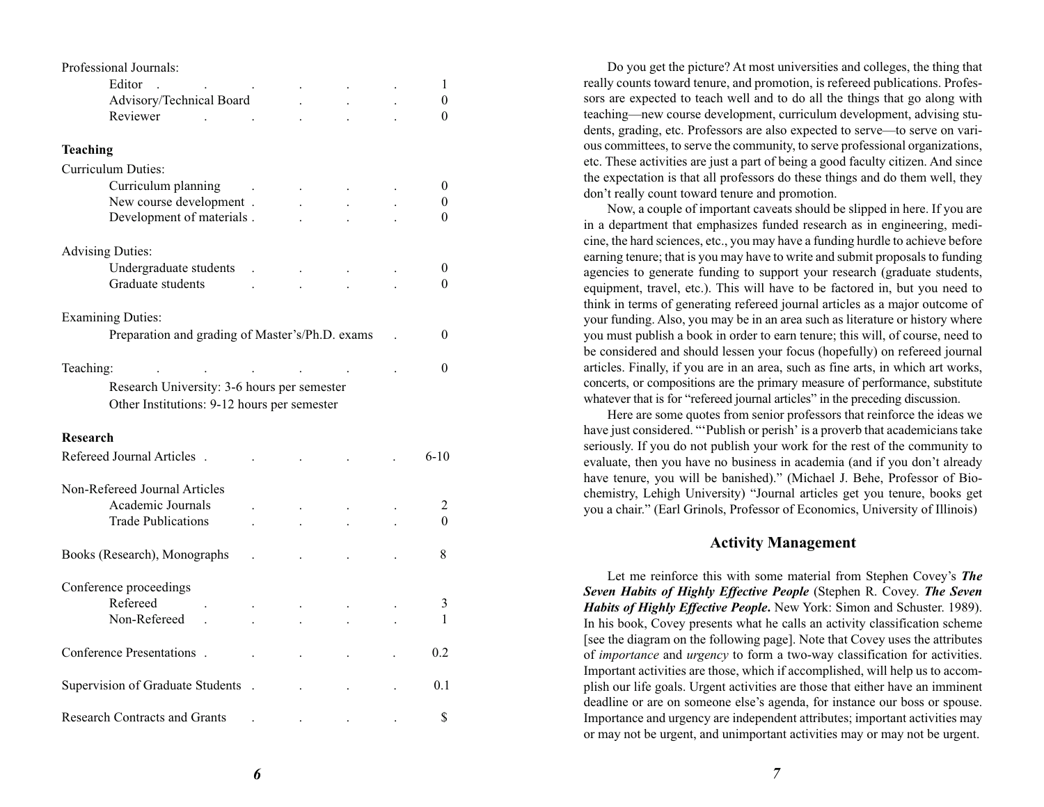Professional Journals:

| | |
|---|---|
| Editor | 1 |
| Advisory/Technical Board | 0 |
| Reviewer | 0 |

**Teaching**

Curriculum Duties:

| | |
|---|---|
| Curriculum planning | 0 |
| New course development | 0 |
| Development of materials | 0 |

Advising Duties:

| | |
|---|---|
| Undergraduate students | 0 |
| Graduate students | 0 |

Examining Duties:

| | |
|---|---|
| Preparation and grading of Master's/Ph.D. exams | 0 |

| | |
|---|---|
| Teaching: | 0 |

Research University: 3-6 hours per semester
Other Institutions: 9-12 hours per semester

**Research**

| | |
|---|---|
| Refereed Journal Articles | 6-10 |

Non-Refereed Journal Articles

| | |
|---|---|
| Academic Journals | 2 |
| Trade Publications | 0 |

| | |
|---|---|
| Books (Research), Monographs | 8 |

Conference proceedings

| | |
|---|---|
| Refereed | 3 |
| Non-Refereed | 1 |

| | |
|---|---|
| Conference Presentations | 0.2 |
| Supervision of Graduate Students | 0.1 |
| Research Contracts and Grants | $ |

Do you get the picture? At most universities and colleges, the thing that really counts toward tenure, and promotion, is refereed publications. Professors are expected to teach well and to do all the things that go along with teaching—new course development, curriculum development, advising students, grading, etc. Professors are also expected to serve—to serve on various committees, to serve the community, to serve professional organizations, etc. These activities are just a part of being a good faculty citizen. And since the expectation is that all professors do these things and do them well, they don't really count toward tenure and promotion.

Now, a couple of important caveats should be slipped in here. If you are in a department that emphasizes funded research as in engineering, medicine, the hard sciences, etc., you may have a funding hurdle to achieve before earning tenure; that is you may have to write and submit proposals to funding agencies to generate funding to support your research (graduate students, equipment, travel, etc.). This will have to be factored in, but you need to think in terms of generating refereed journal articles as a major outcome of your funding. Also, you may be in an area such as literature or history where you must publish a book in order to earn tenure; this will, of course, need to be considered and should lessen your focus (hopefully) on refereed journal articles. Finally, if you are in an area, such as fine arts, in which art works, concerts, or compositions are the primary measure of performance, substitute whatever that is for "refereed journal articles" in the preceding discussion.

Here are some quotes from senior professors that reinforce the ideas we have just considered. "'Publish or perish' is a proverb that academicians take seriously. If you do not publish your work for the rest of the community to evaluate, then you have no business in academia (and if you don't already have tenure, you will be banished)." (Michael J. Behe, Professor of Biochemistry, Lehigh University) "Journal articles get you tenure, books get you a chair." (Earl Grinols, Professor of Economics, University of Illinois)

## Activity Management

Let me reinforce this with some material from Stephen Covey's ***The Seven Habits of Highly Effective People*** (Stephen R. Covey. ***The Seven Habits of Highly Effective People*****.** New York: Simon and Schuster. 1989). In his book, Covey presents what he calls an activity classification scheme [see the diagram on the following page]. Note that Covey uses the attributes of *importance* and *urgency* to form a two-way classification for activities. Important activities are those, which if accomplished, will help us to accomplish our life goals. Urgent activities are those that either have an imminent deadline or are on someone else's agenda, for instance our boss or spouse. Importance and urgency are independent attributes; important activities may or may not be urgent, and unimportant activities may or may not be urgent.